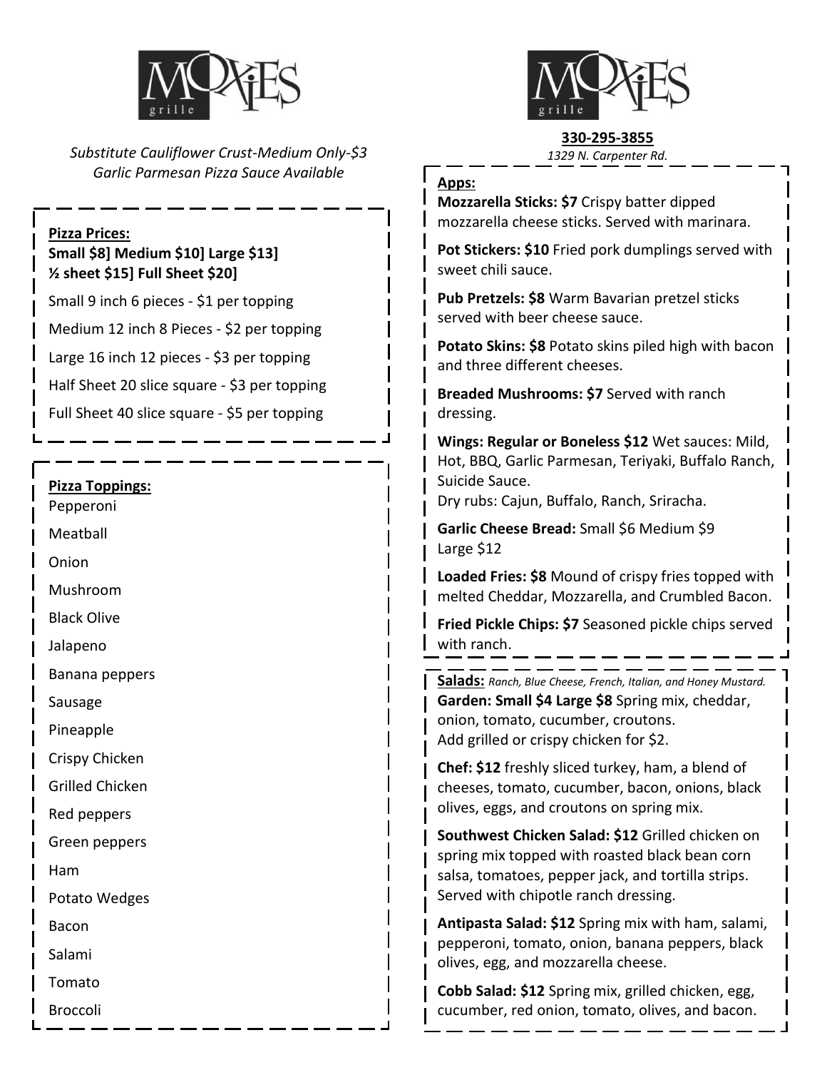# MOXIES grille

*Substitute Cauliflower Crust-Medium Only-$3*
*Garlic Parmesan Pizza Sauce Available*

**Pizza Prices:**
**Small $8] Medium $10] Large $13]**
**½ sheet $15] Full Sheet $20]**

Small 9 inch 6 pieces - $1 per topping

Medium 12 inch 8 Pieces - $2 per topping

Large 16 inch 12 pieces - $3 per topping

Half Sheet 20 slice square - $3 per topping

Full Sheet 40 slice square - $5 per topping

**Pizza Toppings:**

Pepperoni

Meatball

Onion

Mushroom

Black Olive

Jalapeno

Banana peppers

Sausage

Pineapple

Crispy Chicken

Grilled Chicken

Red peppers

Green peppers

Ham

Potato Wedges

Bacon

Salami

Tomato

Broccoli

# MOXIES grille

**330-295-3855**
*1329 N. Carpenter Rd.*

**Apps:**

**Mozzarella Sticks: $7** Crispy batter dipped mozzarella cheese sticks. Served with marinara.

**Pot Stickers: $10** Fried pork dumplings served with sweet chili sauce.

**Pub Pretzels: $8** Warm Bavarian pretzel sticks served with beer cheese sauce.

**Potato Skins: $8** Potato skins piled high with bacon and three different cheeses.

**Breaded Mushrooms: $7** Served with ranch dressing.

**Wings: Regular or Boneless $12** Wet sauces: Mild, Hot, BBQ, Garlic Parmesan, Teriyaki, Buffalo Ranch, Suicide Sauce.
Dry rubs: Cajun, Buffalo, Ranch, Sriracha.

**Garlic Cheese Bread:** Small $6 Medium $9 Large $12

**Loaded Fries: $8** Mound of crispy fries topped with melted Cheddar, Mozzarella, and Crumbled Bacon.

**Fried Pickle Chips: $7** Seasoned pickle chips served with ranch.

**Salads:** *Ranch, Blue Cheese, French, Italian, and Honey Mustard.*

**Garden: Small $4 Large $8** Spring mix, cheddar, onion, tomato, cucumber, croutons.
Add grilled or crispy chicken for $2.

**Chef: $12** freshly sliced turkey, ham, a blend of cheeses, tomato, cucumber, bacon, onions, black olives, eggs, and croutons on spring mix.

**Southwest Chicken Salad: $12** Grilled chicken on spring mix topped with roasted black bean corn salsa, tomatoes, pepper jack, and tortilla strips. Served with chipotle ranch dressing.

**Antipasta Salad: $12** Spring mix with ham, salami, pepperoni, tomato, onion, banana peppers, black olives, egg, and mozzarella cheese.

**Cobb Salad: $12** Spring mix, grilled chicken, egg, cucumber, red onion, tomato, olives, and bacon.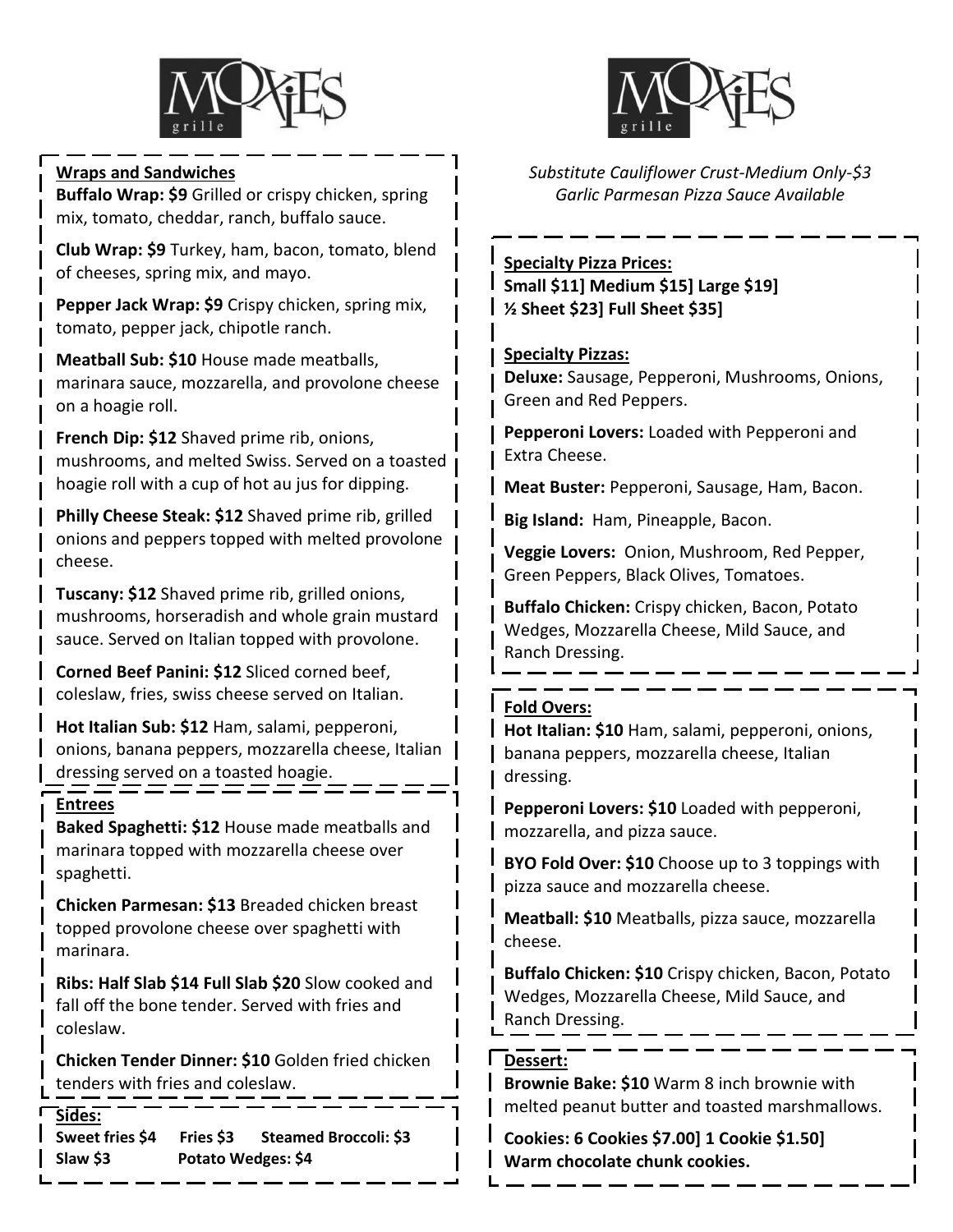## Wraps and Sandwiches

**Buffalo Wrap: $9** Grilled or crispy chicken, spring mix, tomato, cheddar, ranch, buffalo sauce.

**Club Wrap: $9** Turkey, ham, bacon, tomato, blend of cheeses, spring mix, and mayo.

**Pepper Jack Wrap: $9** Crispy chicken, spring mix, tomato, pepper jack, chipotle ranch.

**Meatball Sub: $10** House made meatballs, marinara sauce, mozzarella, and provolone cheese on a hoagie roll.

**French Dip: $12** Shaved prime rib, onions, mushrooms, and melted Swiss. Served on a toasted hoagie roll with a cup of hot au jus for dipping.

**Philly Cheese Steak: $12** Shaved prime rib, grilled onions and peppers topped with melted provolone cheese.

**Tuscany: $12** Shaved prime rib, grilled onions, mushrooms, horseradish and whole grain mustard sauce. Served on Italian topped with provolone.

**Corned Beef Panini: $12** Sliced corned beef, coleslaw, fries, swiss cheese served on Italian.

**Hot Italian Sub: $12** Ham, salami, pepperoni, onions, banana peppers, mozzarella cheese, Italian dressing served on a toasted hoagie.

## Entrees

**Baked Spaghetti: $12** House made meatballs and marinara topped with mozzarella cheese over spaghetti.

**Chicken Parmesan: $13** Breaded chicken breast topped provolone cheese over spaghetti with marinara.

**Ribs: Half Slab $14 Full Slab $20** Slow cooked and fall off the bone tender. Served with fries and coleslaw.

**Chicken Tender Dinner: $10** Golden fried chicken tenders with fries and coleslaw.

## Sides:

**Sweet fries $4 Fries $3 Steamed Broccoli: $3**
**Slaw $3 Potato Wedges: $4**

*Substitute Cauliflower Crust-Medium Only-$3*
*Garlic Parmesan Pizza Sauce Available*

## Specialty Pizza Prices:

**Small $11] Medium $15] Large $19]**
**½ Sheet $23] Full Sheet $35]**

## Specialty Pizzas:

**Deluxe:** Sausage, Pepperoni, Mushrooms, Onions, Green and Red Peppers.

**Pepperoni Lovers:** Loaded with Pepperoni and Extra Cheese.

**Meat Buster:** Pepperoni, Sausage, Ham, Bacon.

**Big Island:** Ham, Pineapple, Bacon.

**Veggie Lovers:** Onion, Mushroom, Red Pepper, Green Peppers, Black Olives, Tomatoes.

**Buffalo Chicken:** Crispy chicken, Bacon, Potato Wedges, Mozzarella Cheese, Mild Sauce, and Ranch Dressing.

## Fold Overs:

**Hot Italian: $10** Ham, salami, pepperoni, onions, banana peppers, mozzarella cheese, Italian dressing.

**Pepperoni Lovers: $10** Loaded with pepperoni, mozzarella, and pizza sauce.

**BYO Fold Over: $10** Choose up to 3 toppings with pizza sauce and mozzarella cheese.

**Meatball: $10** Meatballs, pizza sauce, mozzarella cheese.

**Buffalo Chicken: $10** Crispy chicken, Bacon, Potato Wedges, Mozzarella Cheese, Mild Sauce, and Ranch Dressing.

## Dessert:

**Brownie Bake: $10** Warm 8 inch brownie with melted peanut butter and toasted marshmallows.

**Cookies: 6 Cookies $7.00] 1 Cookie $1.50]**
**Warm chocolate chunk cookies.**